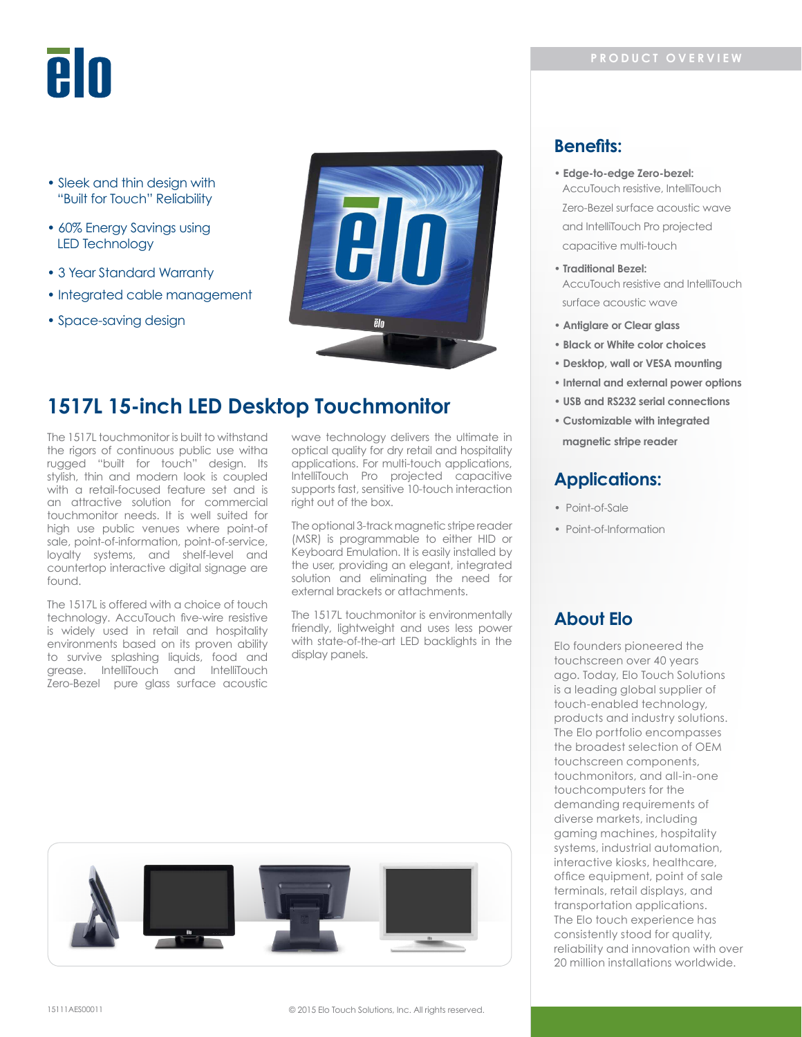- Sleek and thin design with "Built for Touch" Reliability
- 60% Energy Savings using LED Technology
- 3 Year Standard Warranty
- Integrated cable management
- Space-saving design

# 1517L 15-inch LED Desktop Touchmonitor

The 1517L touchmonitor is built to withstand the rigors of continuous public use witha rugged "built for touch" design. Its stylish, thin and modern look is coupled with a retail-focused feature set and is an attractive solution for commercial touchmonitor needs. It is well suited for high use public venues where point-of sale, point-of-information, point-of-service, loyalty systems, and shelf-level and countertop interactive digital signage are found.

The 1517L is offered with a choice of touch technology. AccuTouch five-wire resistive is widely used in retail and hospitality environments based on its proven ability to survive splashing liquids, food and grease. IntelliTouch and IntelliTouch Zero-Bezel pure glass surface acoustic wave technology delivers the ultimate in optical quality for dry retail and hospitality applications. For multi-touch applications, IntelliTouch Pro projected capacitive supports fast, sensitive 10-touch interaction right out of the box.

The optional 3-track magnetic stripe reader (MSR) is programmable to either HID or Keyboard Emulation. It is easily installed by the user, providing an elegant, integrated solution and eliminating the need for external brackets or attachments.

The 1517L touchmonitor is environmentally friendly, lightweight and uses less power with state-of-the-art LED backlights in the display panels.

PRODUCT OVERVIEW

## Benefits:

- **Edge-to-edge Zero-bezel:** AccuTouch resistive, IntelliTouch Zero-Bezel surface acoustic wave and IntelliTouch Pro projected capacitive multi-touch
- **Traditional Bezel:** AccuTouch resistive and IntelliTouch surface acoustic wave
- **Antiglare or Clear glass**
- **Black or White color choices**
- **Desktop, wall or VESA mounting**
- **Internal and external power options**
- **USB and RS232 serial connections**
- **Customizable with integrated magnetic stripe reader**

## Applications:

- Point-of-Sale
- Point-of-Information

## About Elo

Elo founders pioneered the touchscreen over 40 years ago. Today, Elo Touch Solutions is a leading global supplier of touch-enabled technology, products and industry solutions. The Elo portfolio encompasses the broadest selection of OEM touchscreen components, touchmonitors, and all-in-one touchcomputers for the demanding requirements of diverse markets, including gaming machines, hospitality systems, industrial automation, interactive kiosks, healthcare, office equipment, point of sale terminals, retail displays, and transportation applications. The Elo touch experience has consistently stood for quality, reliability and innovation with over 20 million installations worldwide.

15111AES00011

© 2015 Elo Touch Solutions, Inc. All rights reserved.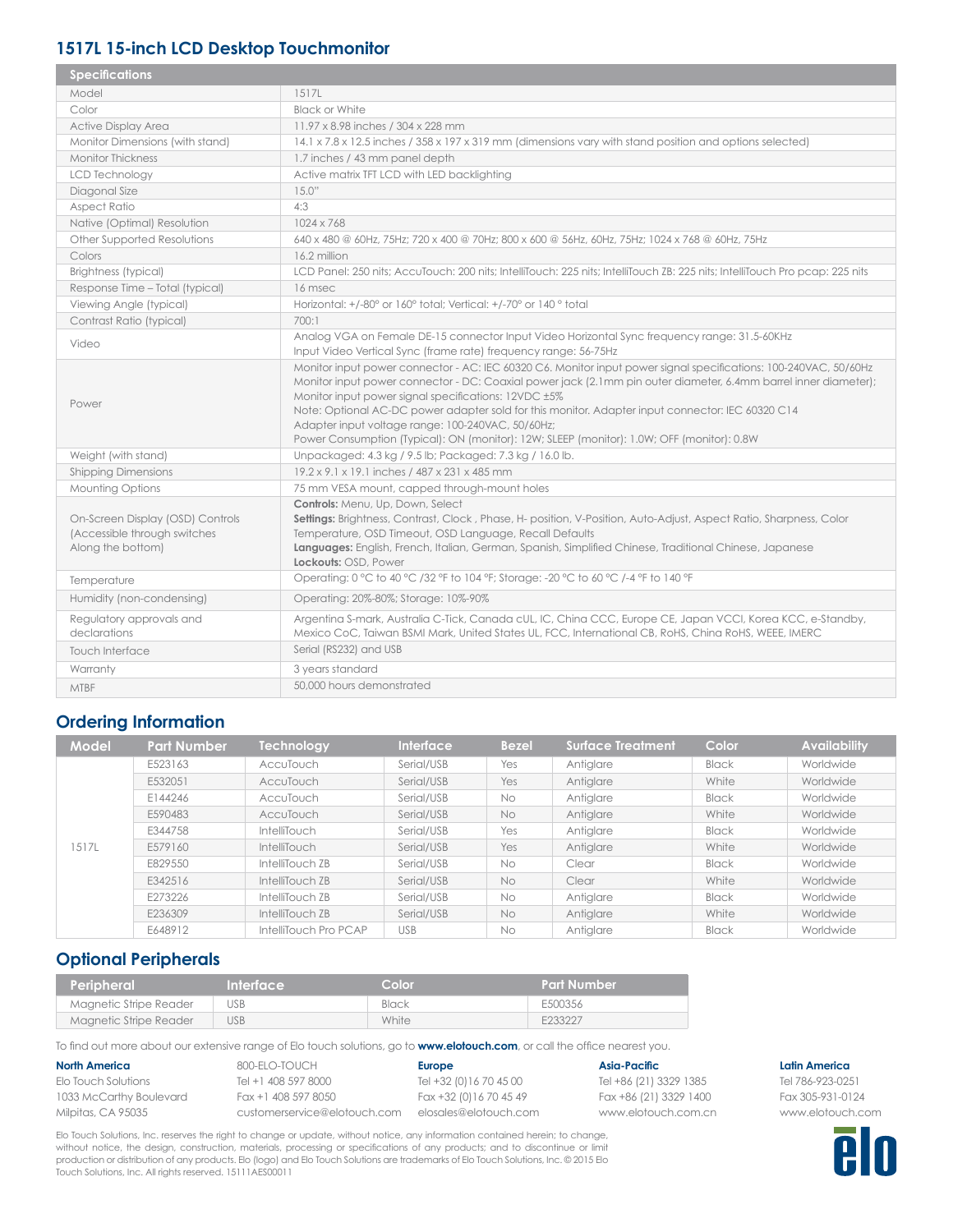## 1517L 15-inch LCD Desktop Touchmonitor

| Specifications | |
|---|---|
| Model | 1517L |
| Color | Black or White |
| Active Display Area | 11.97 x 8.98 inches / 304 x 228 mm |
| Monitor Dimensions (with stand) | 14.1 x 7.8 x 12.5 inches / 358 x 197 x 319 mm (dimensions vary with stand position and options selected) |
| Monitor Thickness | 1.7 inches / 43 mm panel depth |
| LCD Technology | Active matrix TFT LCD with LED backlighting |
| Diagonal Size | 15.0" |
| Aspect Ratio | 4:3 |
| Native (Optimal) Resolution | 1024 x 768 |
| Other Supported Resolutions | 640 x 480 @ 60Hz, 75Hz; 720 x 400 @ 70Hz; 800 x 600 @ 56Hz, 60Hz, 75Hz; 1024 x 768 @ 60Hz, 75Hz |
| Colors | 16.2 million |
| Brightness (typical) | LCD Panel: 250 nits; AccuTouch: 200 nits; IntelliTouch: 225 nits; IntelliTouch ZB: 225 nits; IntelliTouch Pro pcap: 225 nits |
| Response Time – Total (typical) | 16 msec |
| Viewing Angle (typical) | Horizontal: +/-80° or 160° total; Vertical: +/-70° or 140 ° total |
| Contrast Ratio (typical) | 700:1 |
| Video | Analog VGA on Female DE-15 connector Input Video Horizontal Sync frequency range: 31.5-60KHz<br>Input Video Vertical Sync (frame rate) frequency range: 56-75Hz |
| Power | Monitor input power connector - AC: IEC 60320 C6. Monitor input power signal specifications: 100-240VAC, 50/60Hz<br>Monitor input power connector - DC: Coaxial power jack (2.1mm pin outer diameter, 6.4mm barrel inner diameter);<br>Monitor input power signal specifications: 12VDC ±5%<br>Note: Optional AC-DC power adapter sold for this monitor. Adapter input connector: IEC 60320 C14<br>Adapter input voltage range: 100-240VAC, 50/60Hz;<br>Power Consumption (Typical): ON (monitor): 12W; SLEEP (monitor): 1.0W; OFF (monitor): 0.8W |
| Weight (with stand) | Unpackaged: 4.3 kg / 9.5 lb; Packaged: 7.3 kg / 16.0 lb. |
| Shipping Dimensions | 19.2 x 9.1 x 19.1 inches / 487 x 231 x 485 mm |
| Mounting Options | 75 mm VESA mount, capped through-mount holes |
| On-Screen Display (OSD) Controls (Accessible through switches Along the bottom) | **Controls:** Menu, Up, Down, Select<br>**Settings:** Brightness, Contrast, Clock , Phase, H- position, V-Position, Auto-Adjust, Aspect Ratio, Sharpness, Color Temperature, OSD Timeout, OSD Language, Recall Defaults<br>**Languages:** English, French, Italian, German, Spanish, Simplified Chinese, Traditional Chinese, Japanese<br>**Lockouts:** OSD, Power |
| Temperature | Operating: 0 °C to 40 °C /32 °F to 104 °F; Storage: -20 °C to 60 °C /-4 °F to 140 °F |
| Humidity (non-condensing) | Operating: 20%-80%; Storage: 10%-90% |
| Regulatory approvals and declarations | Argentina S-mark, Australia C-Tick, Canada cUL, IC, China CCC, Europe CE, Japan VCCI, Korea KCC, e-Standby, Mexico CoC, Taiwan BSMI Mark, United States UL, FCC, International CB, RoHS, China RoHS, WEEE, IMERC |
| Touch Interface | Serial (RS232) and USB |
| Warranty | 3 years standard |
| MTBF | 50,000 hours demonstrated |

## Ordering Information

| Model | Part Number | Technology | Interface | Bezel | Surface Treatment | Color | Availability |
|---|---|---|---|---|---|---|---|
| 1517L | E523163 | AccuTouch | Serial/USB | Yes | Antiglare | Black | Worldwide |
| | E532051 | AccuTouch | Serial/USB | Yes | Antiglare | White | Worldwide |
| | E144246 | AccuTouch | Serial/USB | No | Antiglare | Black | Worldwide |
| | E590483 | AccuTouch | Serial/USB | No | Antiglare | White | Worldwide |
| | E344758 | IntelliTouch | Serial/USB | Yes | Antiglare | Black | Worldwide |
| | E579160 | IntelliTouch | Serial/USB | Yes | Antiglare | White | Worldwide |
| | E829550 | IntelliTouch ZB | Serial/USB | No | Clear | Black | Worldwide |
| | E342516 | IntelliTouch ZB | Serial/USB | No | Clear | White | Worldwide |
| | E273226 | IntelliTouch ZB | Serial/USB | No | Antiglare | Black | Worldwide |
| | E236309 | IntelliTouch ZB | Serial/USB | No | Antiglare | White | Worldwide |
| | E648912 | IntelliTouch Pro PCAP | USB | No | Antiglare | Black | Worldwide |

## Optional Peripherals

| Peripheral | Interface | Color | Part Number |
|---|---|---|---|
| Magnetic Stripe Reader | USB | Black | E500356 |
| Magnetic Stripe Reader | USB | White | E233227 |

To find out more about our extensive range of Elo touch solutions, go to **www.elotouch.com**, or call the office nearest you.

**North America**
Elo Touch Solutions
1033 McCarthy Boulevard
Milpitas, CA 95035
800-ELO-TOUCH
Tel +1 408 597 8000
Fax +1 408 597 8050
customerservice@elotouch.com

**Europe**
Tel +32 (0)16 70 45 00
Fax +32 (0)16 70 45 49
elosales@elotouch.com

**Asia-Pacific**
Tel +86 (21) 3329 1385
Fax +86 (21) 3329 1400
www.elotouch.com.cn

**Latin America**
Tel 786-923-0251
Fax 305-931-0124
www.elotouch.com

Elo Touch Solutions, Inc. reserves the right to change or update, without notice, any information contained herein; to change, without notice, the design, construction, materials, processing or specifications of any products; and to discontinue or limit production or distribution of any products. Elo (logo) and Elo Touch Solutions are trademarks of Elo Touch Solutions, Inc. © 2015 Elo Touch Solutions, Inc. All rights reserved. 15111AES00011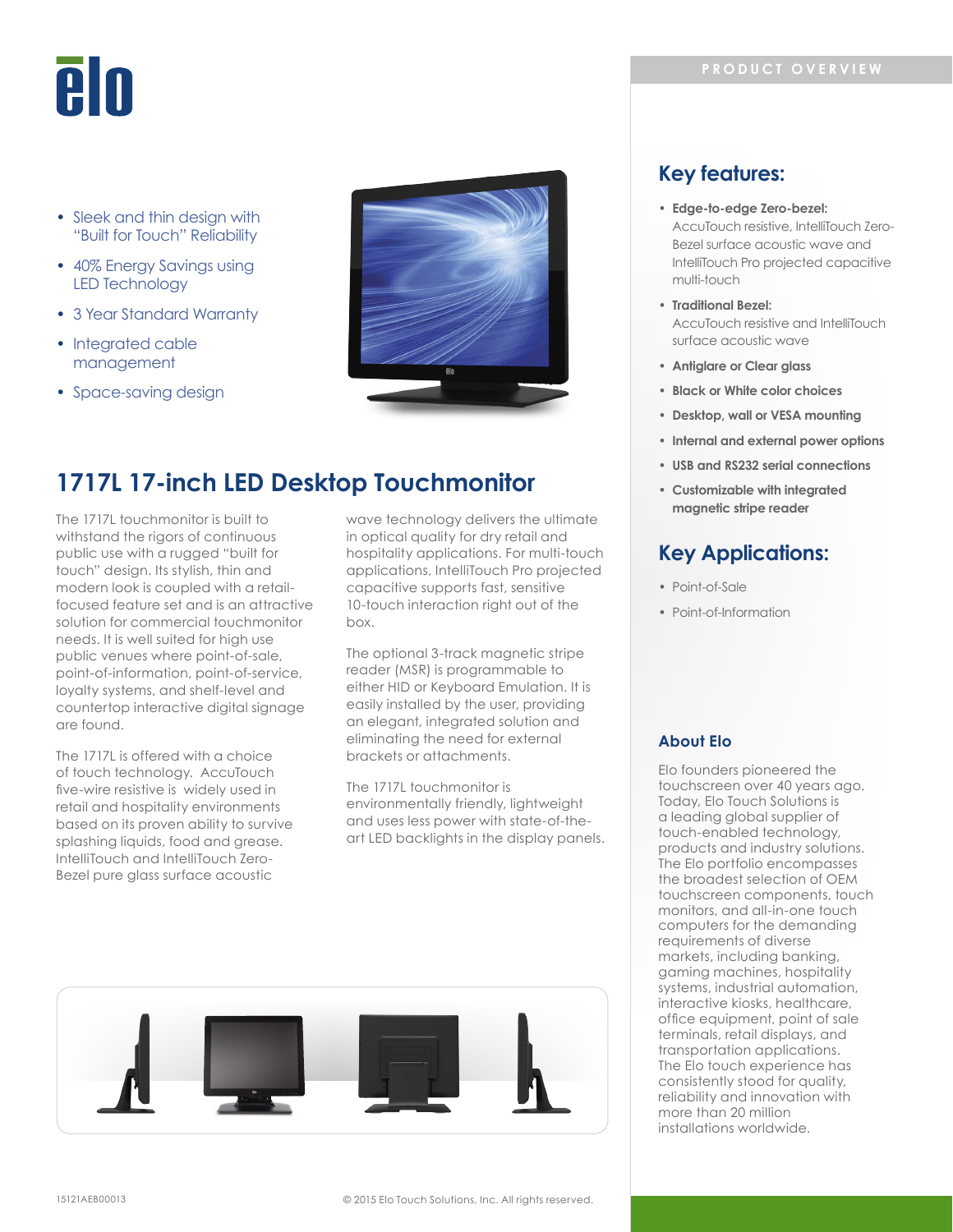- Sleek and thin design with "Built for Touch" Reliability
- 40% Energy Savings using LED Technology
- 3 Year Standard Warranty
- Integrated cable management
- Space-saving design

# 1717L 17-inch LED Desktop Touchmonitor

The 1717L touchmonitor is built to withstand the rigors of continuous public use with a rugged "built for touch" design. Its stylish, thin and modern look is coupled with a retail-focused feature set and is an attractive solution for commercial touchmonitor needs. It is well suited for high use public venues where point-of-sale, point-of-information, point-of-service, loyalty systems, and shelf-level and countertop interactive digital signage are found.

The 1717L is offered with a choice of touch technology. AccuTouch five-wire resistive is widely used in retail and hospitality environments based on its proven ability to survive splashing liquids, food and grease. IntelliTouch and IntelliTouch Zero-Bezel pure glass surface acoustic wave technology delivers the ultimate in optical quality for dry retail and hospitality applications. For multi-touch applications, IntelliTouch Pro projected capacitive supports fast, sensitive 10-touch interaction right out of the box.

The optional 3-track magnetic stripe reader (MSR) is programmable to either HID or Keyboard Emulation. It is easily installed by the user, providing an elegant, integrated solution and eliminating the need for external brackets or attachments.

The 1717L touchmonitor is environmentally friendly, lightweight and uses less power with state-of-the-art LED backlights in the display panels.

## Key features:

- **Edge-to-edge Zero-bezel:** AccuTouch resistive, IntelliTouch Zero-Bezel surface acoustic wave and IntelliTouch Pro projected capacitive multi-touch
- **Traditional Bezel:** AccuTouch resistive and IntelliTouch surface acoustic wave
- **Antiglare or Clear glass**
- **Black or White color choices**
- **Desktop, wall or VESA mounting**
- **Internal and external power options**
- **USB and RS232 serial connections**
- **Customizable with integrated magnetic stripe reader**

## Key Applications:

- Point-of-Sale
- Point-of-Information

### About Elo

Elo founders pioneered the touchscreen over 40 years ago. Today, Elo Touch Solutions is a leading global supplier of touch-enabled technology, products and industry solutions. The Elo portfolio encompasses the broadest selection of OEM touchscreen components, touch monitors, and all-in-one touch computers for the demanding requirements of diverse markets, including banking, gaming machines, hospitality systems, industrial automation, interactive kiosks, healthcare, office equipment, point of sale terminals, retail displays, and transportation applications. The Elo touch experience has consistently stood for quality, reliability and innovation with more than 20 million installations worldwide.

15121AEB00013

© 2015 Elo Touch Solutions, Inc. All rights reserved.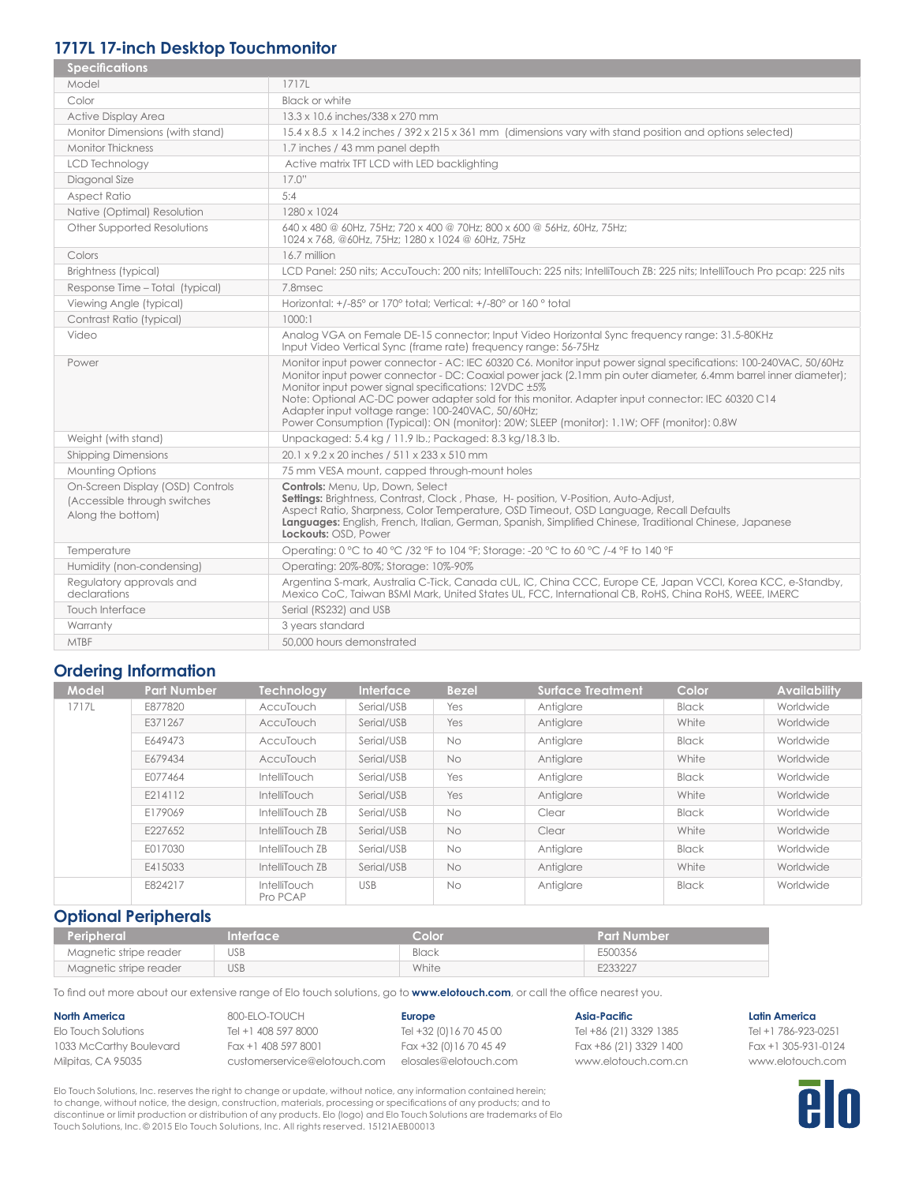## 1717L 17-inch Desktop Touchmonitor

| Specifications | |
|---|---|
| Model | 1717L |
| Color | Black or white |
| Active Display Area | 13.3 x 10.6 inches/338 x 270 mm |
| Monitor Dimensions (with stand) | 15.4 x 8.5 x 14.2 inches / 392 x 215 x 361 mm (dimensions vary with stand position and options selected) |
| Monitor Thickness | 1.7 inches / 43 mm panel depth |
| LCD Technology | Active matrix TFT LCD with LED backlighting |
| Diagonal Size | 17.0" |
| Aspect Ratio | 5:4 |
| Native (Optimal) Resolution | 1280 x 1024 |
| Other Supported Resolutions | 640 x 480 @ 60Hz, 75Hz; 720 x 400 @ 70Hz; 800 x 600 @ 56Hz, 60Hz, 75Hz; 1024 x 768, @60Hz, 75Hz; 1280 x 1024 @ 60Hz, 75Hz |
| Colors | 16.7 million |
| Brightness (typical) | LCD Panel: 250 nits; AccuTouch: 200 nits; IntelliTouch: 225 nits; IntelliTouch ZB: 225 nits; IntelliTouch Pro pcap: 225 nits |
| Response Time – Total (typical) | 7.8msec |
| Viewing Angle (typical) | Horizontal: +/-85° or 170° total; Vertical: +/-80° or 160 ° total |
| Contrast Ratio (typical) | 1000:1 |
| Video | Analog VGA on Female DE-15 connector; Input Video Horizontal Sync frequency range: 31.5-80KHz Input Video Vertical Sync (frame rate) frequency range: 56-75Hz |
| Power | Monitor input power connector - AC: IEC 60320 C6. Monitor input power signal specifications: 100-240VAC, 50/60Hz Monitor input power connector - DC: Coaxial power jack (2.1mm pin outer diameter, 6.4mm barrel inner diameter); Monitor input power signal specifications: 12VDC ±5% Note: Optional AC-DC power adapter sold for this monitor. Adapter input connector: IEC 60320 C14 Adapter input voltage range: 100-240VAC, 50/60Hz; Power Consumption (Typical): ON (monitor): 20W; SLEEP (monitor): 1.1W; OFF (monitor): 0.8W |
| Weight (with stand) | Unpackaged: 5.4 kg / 11.9 lb.; Packaged: 8.3 kg/18.3 lb. |
| Shipping Dimensions | 20.1 x 9.2 x 20 inches / 511 x 233 x 510 mm |
| Mounting Options | 75 mm VESA mount, capped through-mount holes |
| On-Screen Display (OSD) Controls (Accessible through switches Along the bottom) | **Controls:** Menu, Up, Down, Select **Settings:** Brightness, Contrast, Clock , Phase, H- position, V-Position, Auto-Adjust, Aspect Ratio, Sharpness, Color Temperature, OSD Timeout, OSD Language, Recall Defaults **Languages:** English, French, Italian, German, Spanish, Simplified Chinese, Traditional Chinese, Japanese **Lockouts:** OSD, Power |
| Temperature | Operating: 0 °C to 40 °C /32 °F to 104 °F; Storage: -20 °C to 60 °C /-4 °F to 140 °F |
| Humidity (non-condensing) | Operating: 20%-80%; Storage: 10%-90% |
| Regulatory approvals and declarations | Argentina S-mark, Australia C-Tick, Canada cUL, IC, China CCC, Europe CE, Japan VCCI, Korea KCC, e-Standby, Mexico CoC, Taiwan BSMI Mark, United States UL, FCC, International CB, RoHS, China RoHS, WEEE, IMERC |
| Touch Interface | Serial (RS232) and USB |
| Warranty | 3 years standard |
| MTBF | 50,000 hours demonstrated |

## Ordering Information

| Model | Part Number | Technology | Interface | Bezel | Surface Treatment | Color | Availability |
|---|---|---|---|---|---|---|---|
| 1717L | E877820 | AccuTouch | Serial/USB | Yes | Antiglare | Black | Worldwide |
| | E371267 | AccuTouch | Serial/USB | Yes | Antiglare | White | Worldwide |
| | E649473 | AccuTouch | Serial/USB | No | Antiglare | Black | Worldwide |
| | E679434 | AccuTouch | Serial/USB | No | Antiglare | White | Worldwide |
| | E077464 | IntelliTouch | Serial/USB | Yes | Antiglare | Black | Worldwide |
| | E214112 | IntelliTouch | Serial/USB | Yes | Antiglare | White | Worldwide |
| | E179069 | IntelliTouch ZB | Serial/USB | No | Clear | Black | Worldwide |
| | E227652 | IntelliTouch ZB | Serial/USB | No | Clear | White | Worldwide |
| | E017030 | IntelliTouch ZB | Serial/USB | No | Antiglare | Black | Worldwide |
| | E415033 | IntelliTouch ZB | Serial/USB | No | Antiglare | White | Worldwide |
| | E824217 | IntelliTouch Pro PCAP | USB | No | Antiglare | Black | Worldwide |

## Optional Peripherals

| Peripheral | Interface | Color | Part Number |
|---|---|---|---|
| Magnetic stripe reader | USB | Black | E500356 |
| Magnetic stripe reader | USB | White | E233227 |

To find out more about our extensive range of Elo touch solutions, go to **www.elotouch.com**, or call the office nearest you.

**North America**
Elo Touch Solutions
1033 McCarthy Boulevard
Milpitas, CA 95035

800-ELO-TOUCH
Tel +1 408 597 8000
Fax +1 408 597 8001
customerservice@elotouch.com

**Europe**
Tel +32 (0)16 70 45 00
Fax +32 (0)16 70 45 49
elosales@elotouch.com

**Asia-Pacific**
Tel +86 (21) 3329 1385
Fax +86 (21) 3329 1400
www.elotouch.com.cn

**Latin America**
Tel +1 786-923-0251
Fax +1 305-931-0124
www.elotouch.com

Elo Touch Solutions, Inc. reserves the right to change or update, without notice, any information contained herein; to change, without notice, the design, construction, materials, processing or specifications of any products; and to discontinue or limit production or distribution of any products. Elo (logo) and Elo Touch Solutions are trademarks of Elo Touch Solutions, Inc. © 2015 Elo Touch Solutions, Inc. All rights reserved. 15121AEB00013